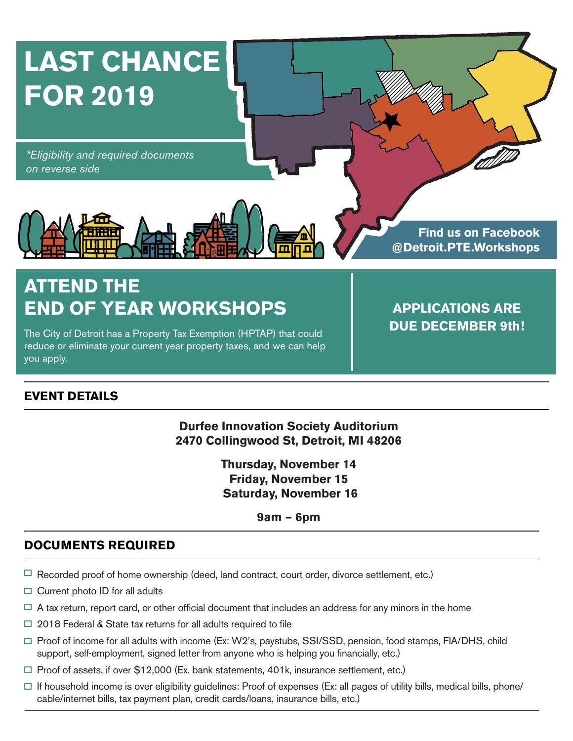# LAST CHANCE FOR 2019

*\*Eligibility and required documents on reverse side*

**Find us on Facebook @Detroit.PTE.Workshops**

## ATTEND THE END OF YEAR WORKSHOPS

The City of Detroit has a Property Tax Exemption (HPTAP) that could reduce or eliminate your current year property taxes, and we can help you apply.

**APPLICATIONS ARE DUE DECEMBER 9th!**

## EVENT DETAILS

**Durfee Innovation Society Auditorium**
**2470 Collingwood St, Detroit, MI 48206**

**Thursday, November 14**
**Friday, November 15**
**Saturday, November 16**

**9am – 6pm**

## DOCUMENTS REQUIRED

- ☐ Recorded proof of home ownership (deed, land contract, court order, divorce settlement, etc.)
- ☐ Current photo ID for all adults
- ☐ A tax return, report card, or other official document that includes an address for any minors in the home
- ☐ 2018 Federal & State tax returns for all adults required to file
- ☐ Proof of income for all adults with income (Ex: W2's, paystubs, SSI/SSD, pension, food stamps, FIA/DHS, child support, self-employment, signed letter from anyone who is helping you financially, etc.)
- ☐ Proof of assets, if over $12,000 (Ex. bank statements, 401k, insurance settlement, etc.)
- ☐ If household income is over eligibility guidelines: Proof of expenses (Ex: all pages of utility bills, medical bills, phone/cable/internet bills, tax payment plan, credit cards/loans, insurance bills, etc.)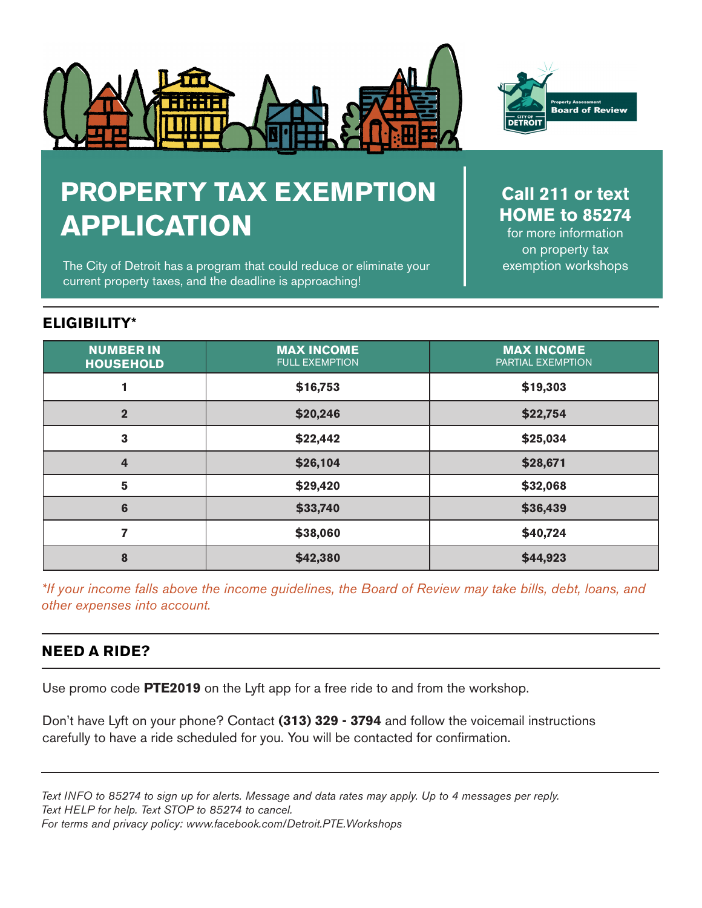Property Assessment Board of Review

CITY OF DETROIT

# PROPERTY TAX EXEMPTION APPLICATION

The City of Detroit has a program that could reduce or eliminate your current property taxes, and the deadline is approaching!

**Call 211 or text HOME to 85274** for more information on property tax exemption workshops

## ELIGIBILITY*

| NUMBER IN HOUSEHOLD | MAX INCOME FULL EXEMPTION | MAX INCOME PARTIAL EXEMPTION |
|---|---|---|
| 1 | $16,753 | $19,303 |
| 2 | $20,246 | $22,754 |
| 3 | $22,442 | $25,034 |
| 4 | $26,104 | $28,671 |
| 5 | $29,420 | $32,068 |
| 6 | $33,740 | $36,439 |
| 7 | $38,060 | $40,724 |
| 8 | $42,380 | $44,923 |

*\*If your income falls above the income guidelines, the Board of Review may take bills, debt, loans, and other expenses into account.*

## NEED A RIDE?

Use promo code **PTE2019** on the Lyft app for a free ride to and from the workshop.

Don't have Lyft on your phone? Contact **(313) 329 - 3794** and follow the voicemail instructions carefully to have a ride scheduled for you. You will be contacted for confirmation.

*Text INFO to 85274 to sign up for alerts. Message and data rates may apply. Up to 4 messages per reply.*
*Text HELP for help. Text STOP to 85274 to cancel.*
*For terms and privacy policy: www.facebook.com/Detroit.PTE.Workshops*